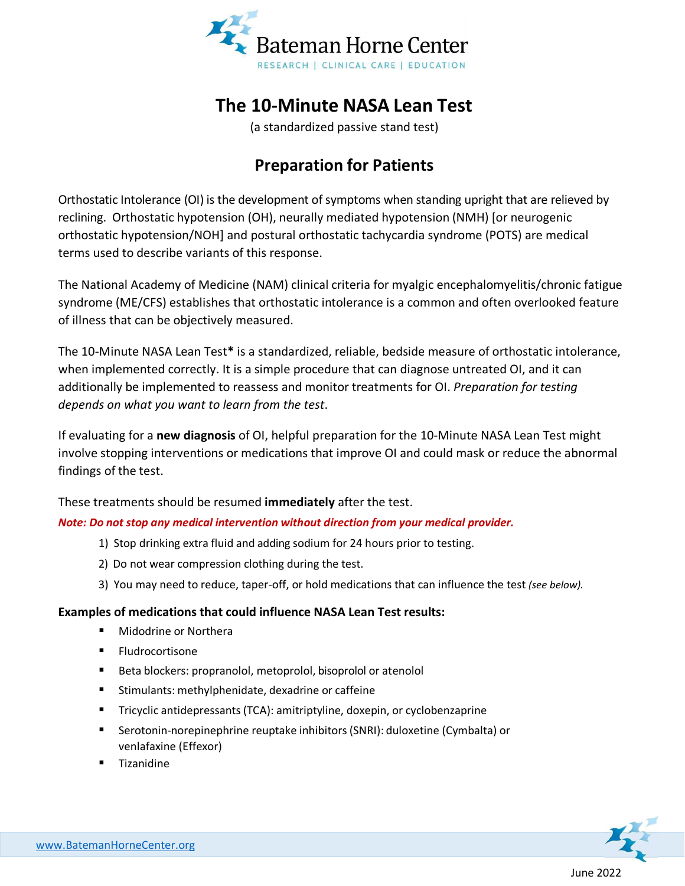Bateman Horne Center

RESEARCH | CLINICAL CARE | EDUCATION

# The 10-Minute NASA Lean Test

(a standardized passive stand test)

## Preparation for Patients

Orthostatic Intolerance (OI) is the development of symptoms when standing upright that are relieved by reclining. Orthostatic hypotension (OH), neurally mediated hypotension (NMH) [or neurogenic orthostatic hypotension/NOH] and postural orthostatic tachycardia syndrome (POTS) are medical terms used to describe variants of this response.

The National Academy of Medicine (NAM) clinical criteria for myalgic encephalomyelitis/chronic fatigue syndrome (ME/CFS) establishes that orthostatic intolerance is a common and often overlooked feature of illness that can be objectively measured.

The 10-Minute NASA Lean Test**\*** is a standardized, reliable, bedside measure of orthostatic intolerance, when implemented correctly. It is a simple procedure that can diagnose untreated OI, and it can additionally be implemented to reassess and monitor treatments for OI. *Preparation for testing depends on what you want to learn from the test*.

If evaluating for a **new diagnosis** of OI, helpful preparation for the 10-Minute NASA Lean Test might involve stopping interventions or medications that improve OI and could mask or reduce the abnormal findings of the test.

These treatments should be resumed **immediately** after the test.

***Note: Do not stop any medical intervention without direction from your medical provider.***

1) Stop drinking extra fluid and adding sodium for 24 hours prior to testing.
2) Do not wear compression clothing during the test.
3) You may need to reduce, taper-off, or hold medications that can influence the test *(see below).*

**Examples of medications that could influence NASA Lean Test results:**

- Midodrine or Northera
- Fludrocortisone
- Beta blockers: propranolol, metoprolol, bisoprolol or atenolol
- Stimulants: methylphenidate, dexadrine or caffeine
- Tricyclic antidepressants (TCA): amitriptyline, doxepin, or cyclobenzaprine
- Serotonin-norepinephrine reuptake inhibitors (SNRI): duloxetine (Cymbalta) or venlafaxine (Effexor)
- Tizanidine

www.BatemanHorneCenter.org

June 2022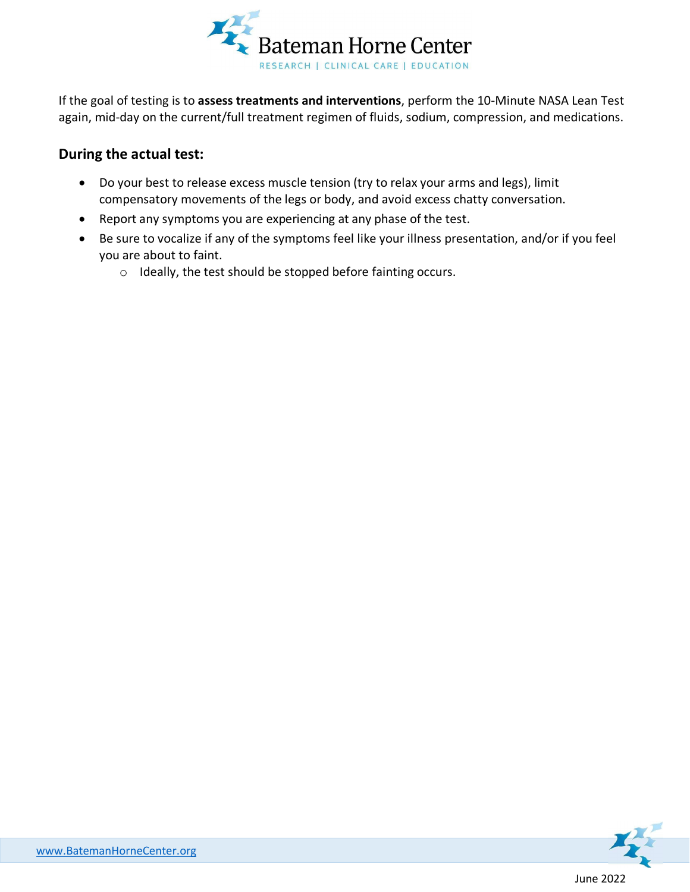If the goal of testing is to **assess treatments and interventions**, perform the 10-Minute NASA Lean Test again, mid-day on the current/full treatment regimen of fluids, sodium, compression, and medications.

### During the actual test:

- Do your best to release excess muscle tension (try to relax your arms and legs), limit compensatory movements of the legs or body, and avoid excess chatty conversation.
- Report any symptoms you are experiencing at any phase of the test.
- Be sure to vocalize if any of the symptoms feel like your illness presentation, and/or if you feel you are about to faint.
    - Ideally, the test should be stopped before fainting occurs.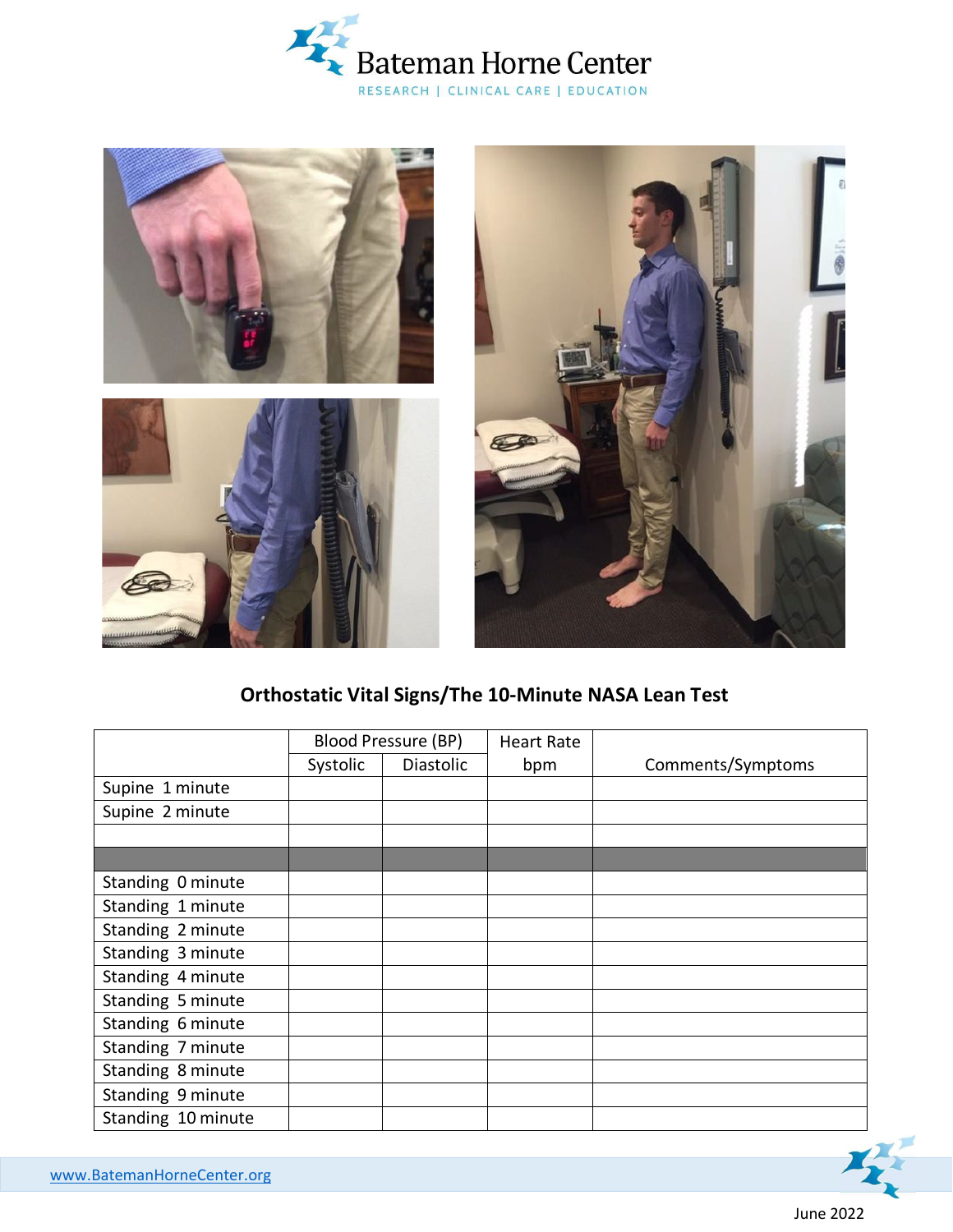# Bateman Horne Center

RESEARCH | CLINICAL CARE | EDUCATION

## Orthostatic Vital Signs/The 10-Minute NASA Lean Test

| | Blood Pressure (BP) | | Heart Rate | |
|---|---|---|---|---|
| | Systolic | Diastolic | bpm | Comments/Symptoms |
| Supine 1 minute | | | | |
| Supine 2 minute | | | | |
| | | | | |
| | | | | |
| Standing 0 minute | | | | |
| Standing 1 minute | | | | |
| Standing 2 minute | | | | |
| Standing 3 minute | | | | |
| Standing 4 minute | | | | |
| Standing 5 minute | | | | |
| Standing 6 minute | | | | |
| Standing 7 minute | | | | |
| Standing 8 minute | | | | |
| Standing 9 minute | | | | |
| Standing 10 minute | | | | |

www.BatemanHorneCenter.org

June 2022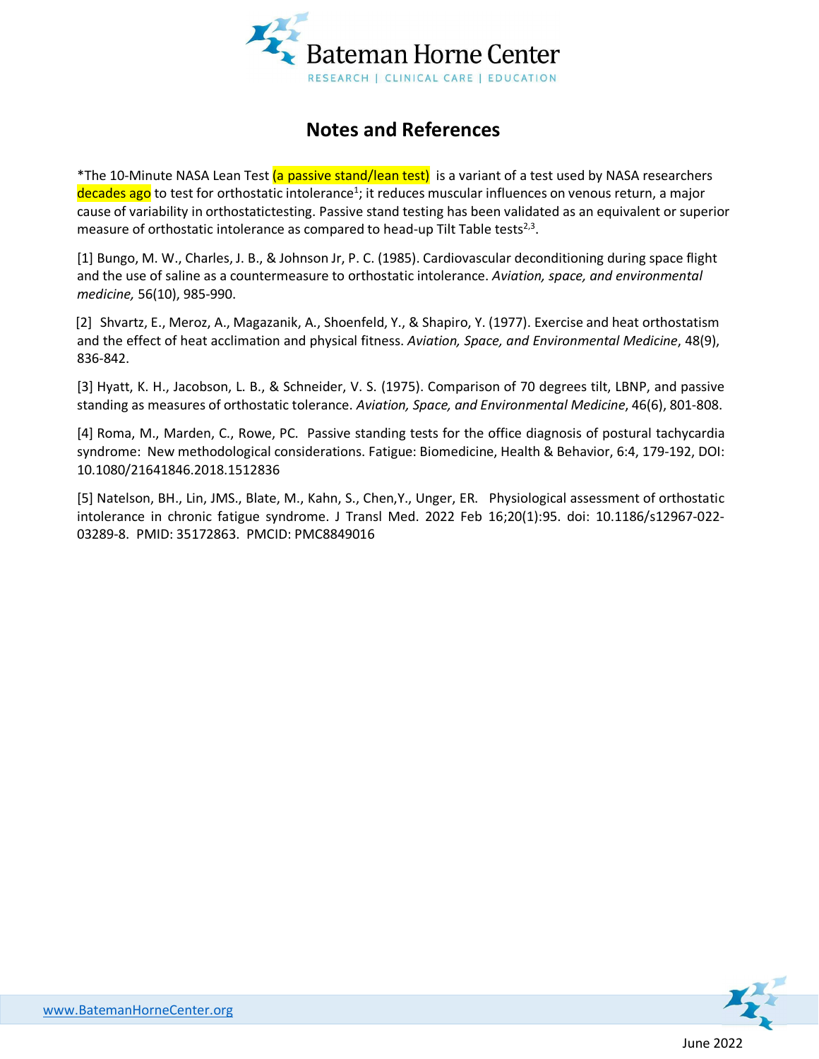# Notes and References

*The 10-Minute NASA Lean Test (a passive stand/lean test)  is a variant of a test used by NASA researchers decades ago to test for orthostatic intolerance[1]; it reduces muscular influences on venous return, a major cause of variability in orthostatictesting. Passive stand testing has been validated as an equivalent or superior measure of orthostatic intolerance as compared to head-up Tilt Table tests[2,3].

[1] Bungo, M. W., Charles, J. B., & Johnson Jr, P. C. (1985). Cardiovascular deconditioning during space flight and the use of saline as a countermeasure to orthostatic intolerance. *Aviation, space, and environmental medicine,* 56(10), 985-990.

[2] Shvartz, E., Meroz, A., Magazanik, A., Shoenfeld, Y., & Shapiro, Y. (1977). Exercise and heat orthostatism and the effect of heat acclimation and physical fitness. *Aviation, Space, and Environmental Medicine*, 48(9), 836-842.

[3] Hyatt, K. H., Jacobson, L. B., & Schneider, V. S. (1975). Comparison of 70 degrees tilt, LBNP, and passive standing as measures of orthostatic tolerance. *Aviation, Space, and Environmental Medicine*, 46(6), 801-808.

[4] Roma, M., Marden, C., Rowe, PC.  Passive standing tests for the office diagnosis of postural tachycardia syndrome:  New methodological considerations. Fatigue: Biomedicine, Health & Behavior, 6:4, 179-192, DOI: 10.1080/21641846.2018.1512836

[5] Natelson, BH., Lin, JMS., Blate, M., Kahn, S., Chen,Y., Unger, ER.   Physiological assessment of orthostatic intolerance in chronic fatigue syndrome. J Transl Med. 2022 Feb 16;20(1):95. doi: 10.1186/s12967-022-03289-8.  PMID: 35172863.  PMCID: PMC8849016

June 2022